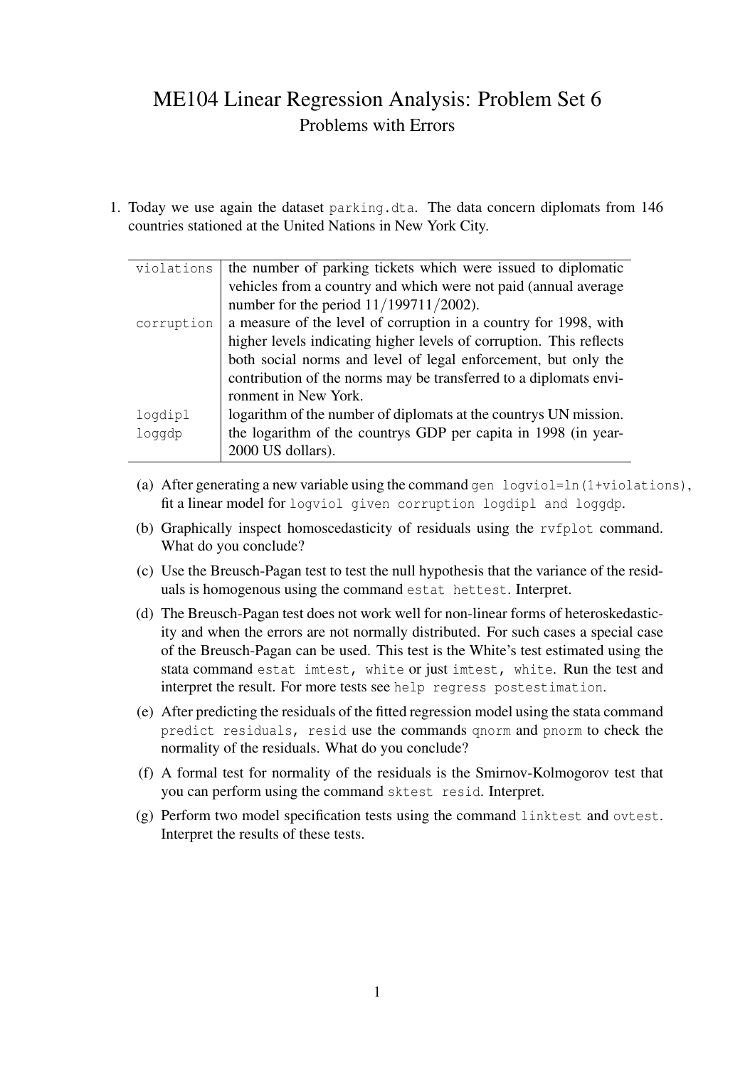# ME104 Linear Regression Analysis: Problem Set 6

## Problems with Errors

1. Today we use again the dataset `parking.dta`. The data concern diplomats from 146 countries stationed at the United Nations in New York City.

| | |
|---|---|
| `violations` | the number of parking tickets which were issued to diplomatic vehicles from a country and which were not paid (annual average number for the period 11/199711/2002). |
| `corruption` | a measure of the level of corruption in a country for 1998, with higher levels indicating higher levels of corruption. This reflects both social norms and level of legal enforcement, but only the contribution of the norms may be transferred to a diplomats environment in New York. |
| `logdipl` | logarithm of the number of diplomats at the countrys UN mission. |
| `loggdp` | the logarithm of the countrys GDP per capita in 1998 (in year-2000 US dollars). |

   (a) After generating a new variable using the command `gen logviol=ln(1+violations)`, fit a linear model for `logviol given corruption logdipl and loggdp`.

   (b) Graphically inspect homoscedasticity of residuals using the `rvfplot` command. What do you conclude?

   (c) Use the Breusch-Pagan test to test the null hypothesis that the variance of the residuals is homogenous using the command `estat hettest`. Interpret.

   (d) The Breusch-Pagan test does not work well for non-linear forms of heteroskedasticity and when the errors are not normally distributed. For such cases a special case of the Breusch-Pagan can be used. This test is the White's test estimated using the stata command `estat imtest, white` or just `imtest, white`. Run the test and interpret the result. For more tests see `help regress postestimation`.

   (e) After predicting the residuals of the fitted regression model using the stata command `predict residuals, resid` use the commands `qnorm` and `pnorm` to check the normality of the residuals. What do you conclude?

   (f) A formal test for normality of the residuals is the Smirnov-Kolmogorov test that you can perform using the command `sktest resid`. Interpret.

   (g) Perform two model specification tests using the command `linktest` and `ovtest`. Interpret the results of these tests.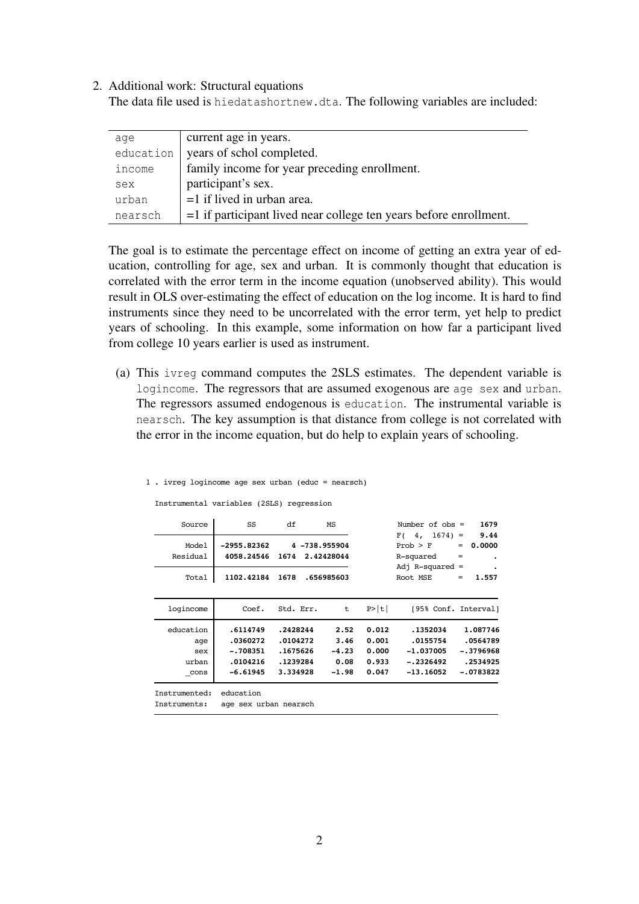2. Additional work: Structural equations
   The data file used is hiedatashortnew.dta. The following variables are included:

| | |
|---|---|
| age | current age in years. |
| education | years of schol completed. |
| income | family income for year preceding enrollment. |
| sex | participant's sex. |
| urban | =1 if lived in urban area. |
| nearsch | =1 if participant lived near college ten years before enrollment. |

The goal is to estimate the percentage effect on income of getting an extra year of education, controlling for age, sex and urban. It is commonly thought that education is correlated with the error term in the income equation (unobserved ability). This would result in OLS over-estimating the effect of education on the log income. It is hard to find instruments since they need to be uncorrelated with the error term, yet help to predict years of schooling. In this example, some information on how far a participant lived from college 10 years earlier is used as instrument.

(a) This ivreg command computes the 2SLS estimates. The dependent variable is logincome. The regressors that are assumed exogenous are age sex and urban. The regressors assumed endogenous is education. The instrumental variable is nearsch. The key assumption is that distance from college is not correlated with the error in the income equation, but do help to explain years of schooling.

```
1 . ivreg logincome age sex urban (educ = nearsch)

Instrumental variables (2SLS) regression

      Source |       SS       df       MS              Number of obs =    1679
-------------+------------------------------           F(  4,  1674) =    9.44
       Model | -2955.82362     4 -738.955904           Prob > F      =  0.0000
    Residual |  4058.24546  1674  2.42428044           R-squared     =       .
-------------+------------------------------           Adj R-squared =       .
       Total |  1102.42184  1678  .656985603           Root MSE      =   1.557

------------------------------------------------------------------------------
   logincome |      Coef.   Std. Err.      t    P>|t|     [95% Conf. Interval]
-------------+----------------------------------------------------------------
   education |   .6114749   .2428244     2.52   0.012     .1352034    1.087746
         age |   .0360272   .0104272     3.46   0.001     .0155754    .0564789
         sex |   -.708351   .1675626    -4.23   0.000    -1.037005   -.3796968
       urban |   .0104216   .1239284     0.08   0.933    -.2326492    .2534925
       _cons |   -6.61945   3.334928    -1.98   0.047    -13.16052   -.0783822
------------------------------------------------------------------------------
Instrumented:  education
Instruments:   age sex urban nearsch
------------------------------------------------------------------------------
```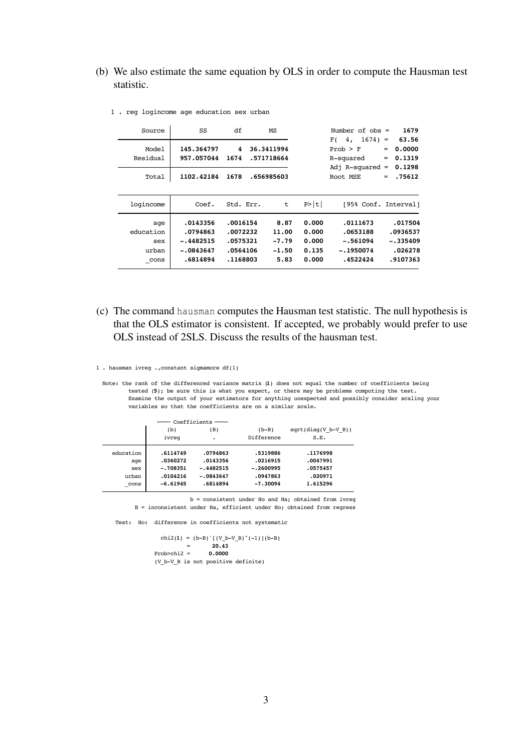(b) We also estimate the same equation by OLS in order to compute the Hausman test statistic.

```
1 . reg logincome age education sex urban

      Source |       SS       df       MS              Number of obs =    1679
-------------+------------------------------           F(  4,  1674) =   63.56
       Model |  145.364797     4  36.3411994           Prob > F      =  0.0000
    Residual |  957.057044  1674  .571718664           R-squared     =  0.1319
-------------+------------------------------           Adj R-squared =  0.1298
       Total |  1102.42184  1678  .656985603           Root MSE      =  .75612

------------------------------------------------------------------------------
   logincome |      Coef.   Std. Err.      t    P>|t|     [95% Conf. Interval]
-------------+----------------------------------------------------------------
         age |   .0143356   .0016154     8.87   0.000     .0111673     .017504
   education |   .0794863   .0072232    11.00   0.000     .0653188    .0936537
         sex |  -.4482515   .0575321    -7.79   0.000     -.561094    -.335409
       urban |  -.0843647   .0564106    -1.50   0.135    -.1950074     .026278
       _cons |   .6814894   .1168803     5.83   0.000     .4522424    .9107363
------------------------------------------------------------------------------
```

(c) The command hausman computes the Hausman test statistic. The null hypothesis is that the OLS estimator is consistent. If accepted, we probably would prefer to use OLS instead of 2SLS. Discuss the results of the hausman test.

```
1 . hausman ivreg .,constant sigmamore df(1)

Note: the rank of the differenced variance matrix (1) does not equal the number of coefficients being
      tested (5); be sure this is what you expect, or there may be problems computing the test.
      Examine the output of your estimators for anything unexpected and possibly consider scaling your
      variables so that the coefficients are on a similar scale.

                 ---- Coefficients ----
             |      (b)          (B)            (b-B)     sqrt(diag(V_b-V_B))
             |     ivreg          .          Difference          S.E.
-------------+----------------------------------------------------------------
   education |    .6114749     .0794863        .5319886        .1176998
         age |    .0360272     .0143356        .0216915        .0047991
         sex |    -.708351    -.4482515       -.2600995        .0575457
       urban |    .0104216    -.0843647        .0947863         .020971
       _cons |    -6.61945     .6814894        -7.30094        1.615296
------------------------------------------------------------------------------
                           b = consistent under Ho and Ha; obtained from ivreg
            B = inconsistent under Ha, efficient under Ho; obtained from regress

    Test:  Ho:  difference in coefficients not systematic

                  chi2(1) = (b-B)'[(V_b-V_B)^(-1)](b-B)
                          =       20.43
                Prob>chi2 =      0.0000
                (V_b-V_B is not positive definite)
```